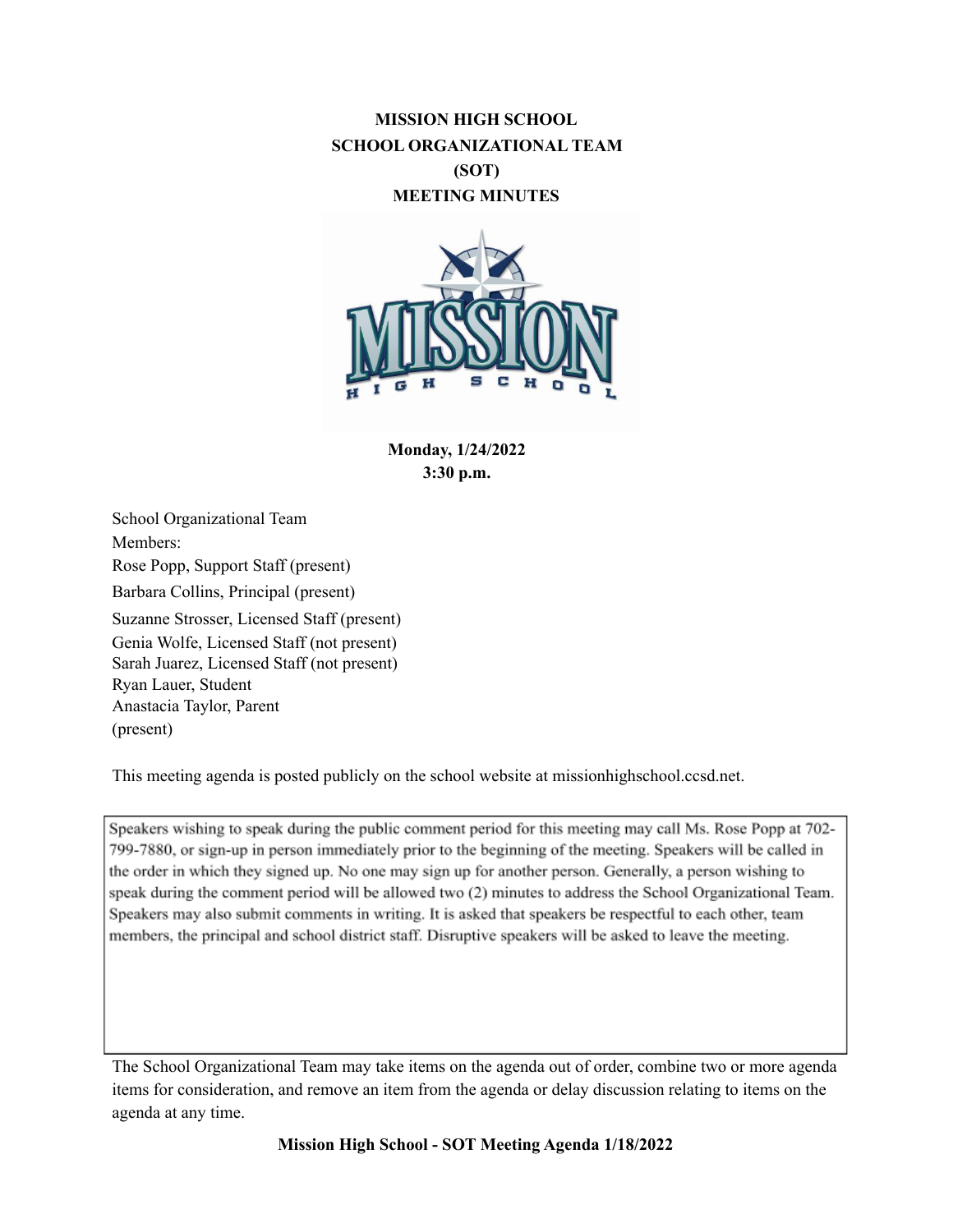**MISSION HIGH SCHOOL**
**SCHOOL ORGANIZATIONAL TEAM**
**(SOT)**
**MEETING MINUTES**

**Monday, 1/24/2022**
**3:30 p.m.**

School Organizational Team
Members:
Rose Popp, Support Staff (present)
Barbara Collins, Principal (present)
Suzanne Strosser, Licensed Staff (present)
Genia Wolfe, Licensed Staff (not present)
Sarah Juarez, Licensed Staff (not present)
Ryan Lauer, Student
Anastacia Taylor, Parent
(present)

This meeting agenda is posted publicly on the school website at missionhighschool.ccsd.net.

Speakers wishing to speak during the public comment period for this meeting may call Ms. Rose Popp at 702-799-7880, or sign-up in person immediately prior to the beginning of the meeting. Speakers will be called in the order in which they signed up. No one may sign up for another person. Generally, a person wishing to speak during the comment period will be allowed two (2) minutes to address the School Organizational Team. Speakers may also submit comments in writing. It is asked that speakers be respectful to each other, team members, the principal and school district staff. Disruptive speakers will be asked to leave the meeting.

The School Organizational Team may take items on the agenda out of order, combine two or more agenda items for consideration, and remove an item from the agenda or delay discussion relating to items on the agenda at any time.

**Mission High School - SOT Meeting Agenda 1/18/2022**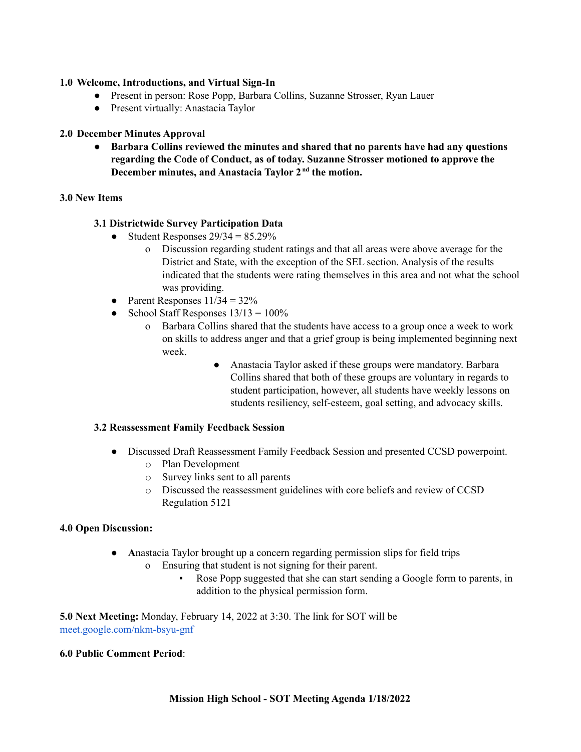**1.0 Welcome, Introductions, and Virtual Sign-In**

- Present in person: Rose Popp, Barbara Collins, Suzanne Strosser, Ryan Lauer
- Present virtually: Anastacia Taylor

**2.0 December Minutes Approval**

- **Barbara Collins reviewed the minutes and shared that no parents have had any questions regarding the Code of Conduct, as of today. Suzanne Strosser motioned to approve the December minutes, and Anastacia Taylor 2nd the motion.**

**3.0 New Items**

**3.1 Districtwide Survey Participation Data**

- Student Responses 29/34 = 85.29%
    - Discussion regarding student ratings and that all areas were above average for the District and State, with the exception of the SEL section. Analysis of the results indicated that the students were rating themselves in this area and not what the school was providing.
- Parent Responses 11/34 = 32%
- School Staff Responses 13/13 = 100%
    - Barbara Collins shared that the students have access to a group once a week to work on skills to address anger and that a grief group is being implemented beginning next week.
        - Anastacia Taylor asked if these groups were mandatory. Barbara Collins shared that both of these groups are voluntary in regards to student participation, however, all students have weekly lessons on students resiliency, self-esteem, goal setting, and advocacy skills.

**3.2 Reassessment Family Feedback Session**

- Discussed Draft Reassessment Family Feedback Session and presented CCSD powerpoint.
    - Plan Development
    - Survey links sent to all parents
    - Discussed the reassessment guidelines with core beliefs and review of CCSD Regulation 5121

**4.0 Open Discussion:**

- **A**nastacia Taylor brought up a concern regarding permission slips for field trips
    - Ensuring that student is not signing for their parent.
        - Rose Popp suggested that she can start sending a Google form to parents, in addition to the physical permission form.

**5.0 Next Meeting:** Monday, February 14, 2022 at 3:30. The link for SOT will be meet.google.com/nkm-bsyu-gnf

**6.0 Public Comment Period**:

**Mission High School - SOT Meeting Agenda 1/18/2022**